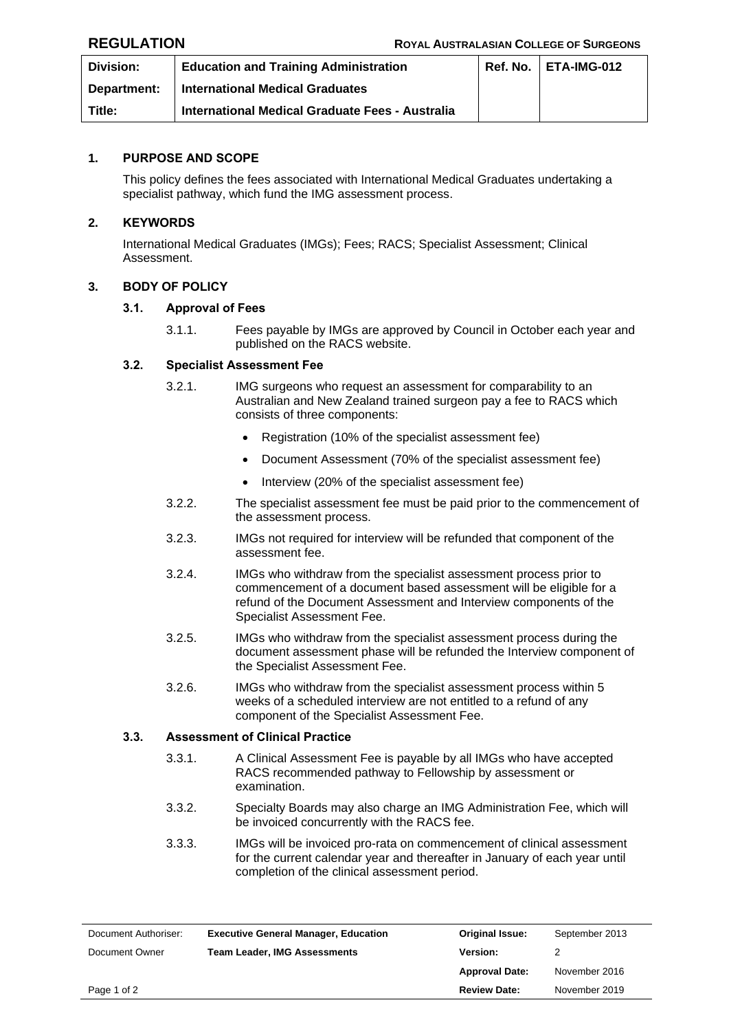**REGULATION** **ROYAL AUSTRALASIAN COLLEGE OF SURGEONS**

| Division: | Education and Training Administration | Ref. No. | ETA-IMG-012 |
|---|---|---|---|
| Department: | International Medical Graduates | | |
| Title: | International Medical Graduate Fees - Australia | | |

## 1. PURPOSE AND SCOPE

This policy defines the fees associated with International Medical Graduates undertaking a specialist pathway, which fund the IMG assessment process.

## 2. KEYWORDS

International Medical Graduates (IMGs); Fees; RACS; Specialist Assessment; Clinical Assessment.

## 3. BODY OF POLICY

### 3.1. Approval of Fees

3.1.1. Fees payable by IMGs are approved by Council in October each year and published on the RACS website.

### 3.2. Specialist Assessment Fee

3.2.1. IMG surgeons who request an assessment for comparability to an Australian and New Zealand trained surgeon pay a fee to RACS which consists of three components:

- Registration (10% of the specialist assessment fee)
- Document Assessment (70% of the specialist assessment fee)
- Interview (20% of the specialist assessment fee)

3.2.2. The specialist assessment fee must be paid prior to the commencement of the assessment process.

3.2.3. IMGs not required for interview will be refunded that component of the assessment fee.

3.2.4. IMGs who withdraw from the specialist assessment process prior to commencement of a document based assessment will be eligible for a refund of the Document Assessment and Interview components of the Specialist Assessment Fee.

3.2.5. IMGs who withdraw from the specialist assessment process during the document assessment phase will be refunded the Interview component of the Specialist Assessment Fee.

3.2.6. IMGs who withdraw from the specialist assessment process within 5 weeks of a scheduled interview are not entitled to a refund of any component of the Specialist Assessment Fee.

### 3.3. Assessment of Clinical Practice

3.3.1. A Clinical Assessment Fee is payable by all IMGs who have accepted RACS recommended pathway to Fellowship by assessment or examination.

3.3.2. Specialty Boards may also charge an IMG Administration Fee, which will be invoiced concurrently with the RACS fee.

3.3.3. IMGs will be invoiced pro-rata on commencement of clinical assessment for the current calendar year and thereafter in January of each year until completion of the clinical assessment period.

| Document Authoriser: | Executive General Manager, Education | Original Issue: | September 2013 |
|---|---|---|---|
| Document Owner | Team Leader, IMG Assessments | Version: | 2 |
| | | Approval Date: | November 2016 |
| | | Review Date: | November 2019 |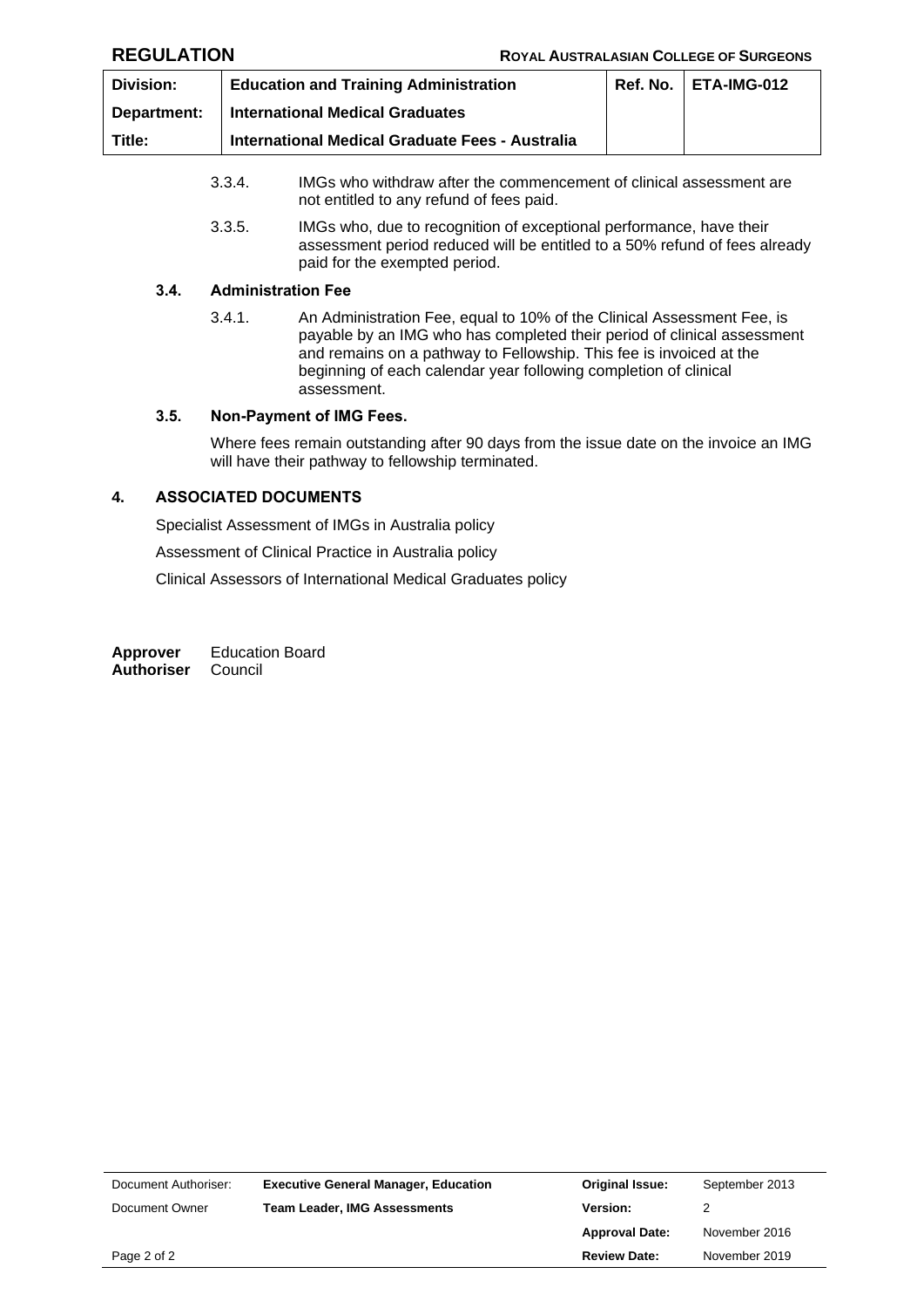3.3.4. IMGs who withdraw after the commencement of clinical assessment are not entitled to any refund of fees paid.

3.3.5. IMGs who, due to recognition of exceptional performance, have their assessment period reduced will be entitled to a 50% refund of fees already paid for the exempted period.

### 3.4. Administration Fee

3.4.1. An Administration Fee, equal to 10% of the Clinical Assessment Fee, is payable by an IMG who has completed their period of clinical assessment and remains on a pathway to Fellowship. This fee is invoiced at the beginning of each calendar year following completion of clinical assessment.

### 3.5. Non-Payment of IMG Fees.

Where fees remain outstanding after 90 days from the issue date on the invoice an IMG will have their pathway to fellowship terminated.

## 4. ASSOCIATED DOCUMENTS

Specialist Assessment of IMGs in Australia policy

Assessment of Clinical Practice in Australia policy

Clinical Assessors of International Medical Graduates policy

**Approver** Education Board
**Authoriser** Council

| | | | |
|---|---|---|---|
| Document Authoriser: | **Executive General Manager, Education** | **Original Issue:** | September 2013 |
| Document Owner | **Team Leader, IMG Assessments** | **Version:** | 2 |
| | | **Approval Date:** | November 2016 |
| | | **Review Date:** | November 2019 |